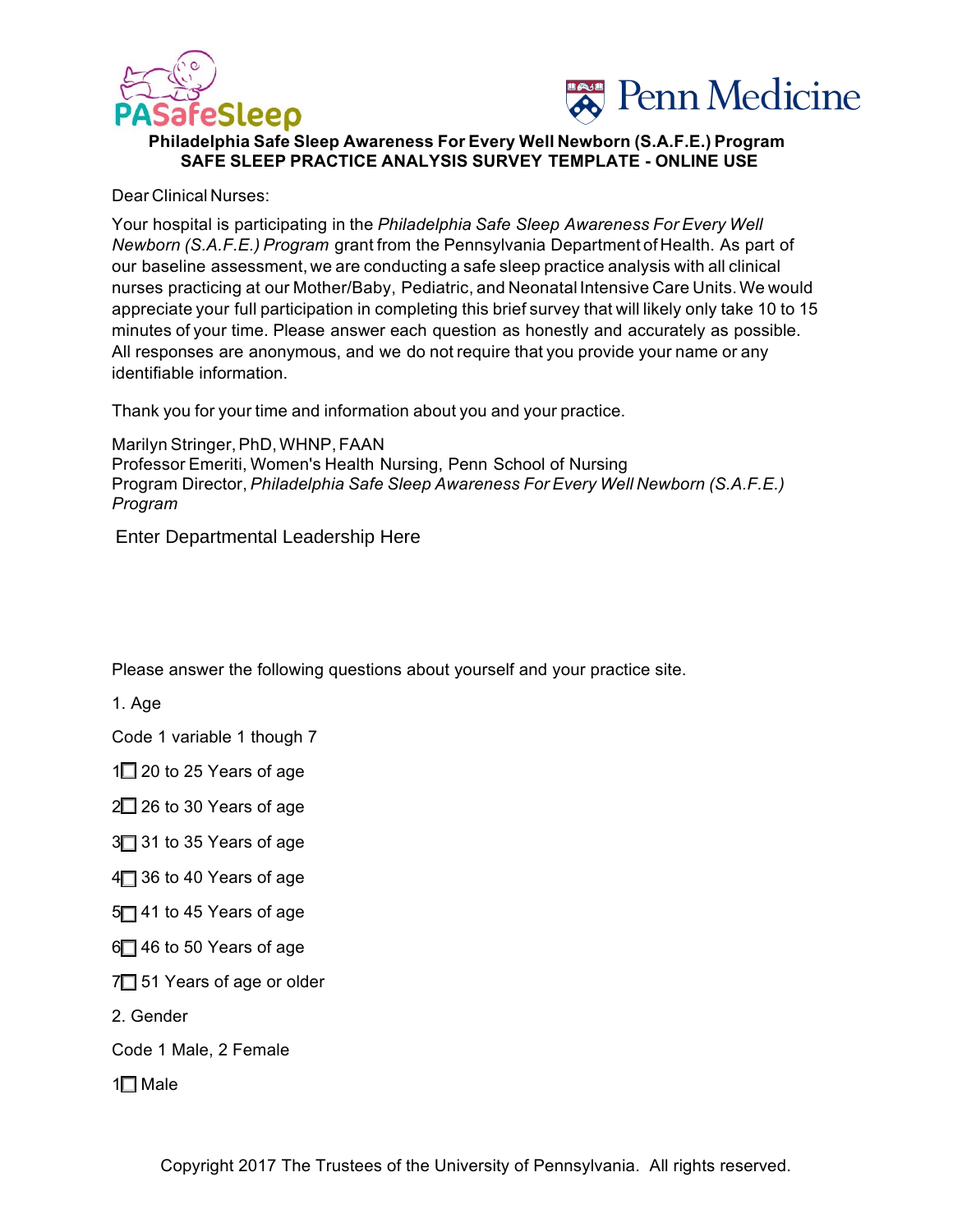PASafeSleep

Penn Medicine

**Philadelphia Safe Sleep Awareness For Every Well Newborn (S.A.F.E.) Program**
**SAFE SLEEP PRACTICE ANALYSIS SURVEY TEMPLATE - ONLINE USE**

Dear Clinical Nurses:

Your hospital is participating in the *Philadelphia Safe Sleep Awareness For Every Well Newborn (S.A.F.E.) Program* grant from the Pennsylvania Department of Health. As part of our baseline assessment, we are conducting a safe sleep practice analysis with all clinical nurses practicing at our Mother/Baby, Pediatric, and Neonatal Intensive Care Units. We would appreciate your full participation in completing this brief survey that will likely only take 10 to 15 minutes of your time. Please answer each question as honestly and accurately as possible. All responses are anonymous, and we do not require that you provide your name or any identifiable information.

Thank you for your time and information about you and your practice.

Marilyn Stringer, PhD, WHNP, FAAN
Professor Emeriti, Women's Health Nursing, Penn School of Nursing
Program Director, *Philadelphia Safe Sleep Awareness For Every Well Newborn (S.A.F.E.) Program*

Enter Departmental Leadership Here

Please answer the following questions about yourself and your practice site.

1. Age

Code 1 variable 1 though 7

1☐ 20 to 25 Years of age

2☐ 26 to 30 Years of age

3☐ 31 to 35 Years of age

4☐ 36 to 40 Years of age

5☐ 41 to 45 Years of age

6☐ 46 to 50 Years of age

7☐ 51 Years of age or older

2. Gender

Code 1 Male, 2 Female

1☐ Male

Copyright 2017 The Trustees of the University of Pennsylvania. All rights reserved.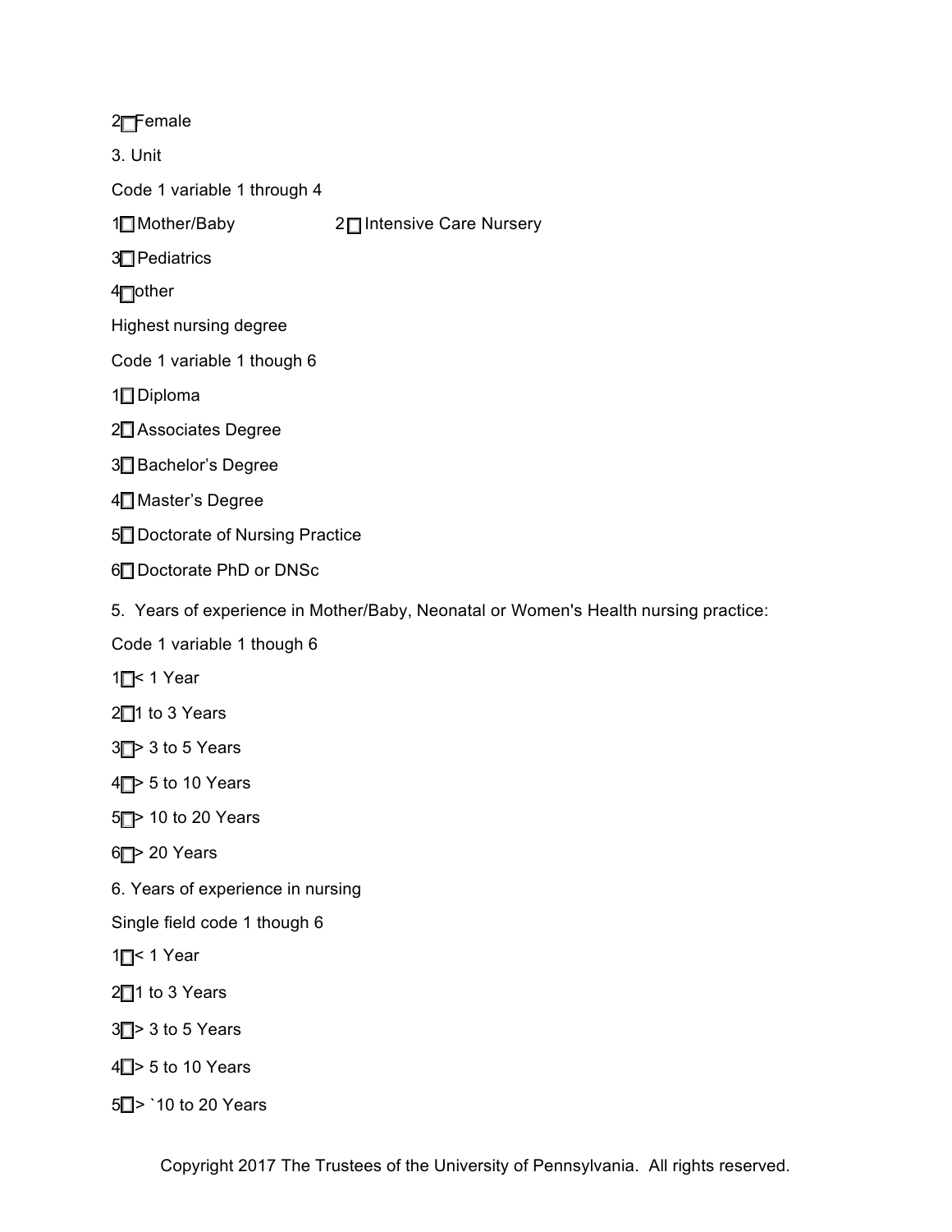2☐Female

3. Unit

Code 1 variable 1 through 4

1☐ Mother/Baby 2☐ Intensive Care Nursery

3☐ Pediatrics

4☐other

Highest nursing degree

Code 1 variable 1 though 6

1☐ Diploma

2☐ Associates Degree

3☐ Bachelor's Degree

4☐ Master's Degree

5☐ Doctorate of Nursing Practice

6☐ Doctorate PhD or DNSc

5. Years of experience in Mother/Baby, Neonatal or Women's Health nursing practice:

Code 1 variable 1 though 6

1☐< 1 Year

2☐1 to 3 Years

3☐> 3 to 5 Years

4☐> 5 to 10 Years

5☐> 10 to 20 Years

6☐> 20 Years

6. Years of experience in nursing

Single field code 1 though 6

1☐< 1 Year

2☐1 to 3 Years

3☐> 3 to 5 Years

4☐> 5 to 10 Years

5☐> `10 to 20 Years

Copyright 2017 The Trustees of the University of Pennsylvania. All rights reserved.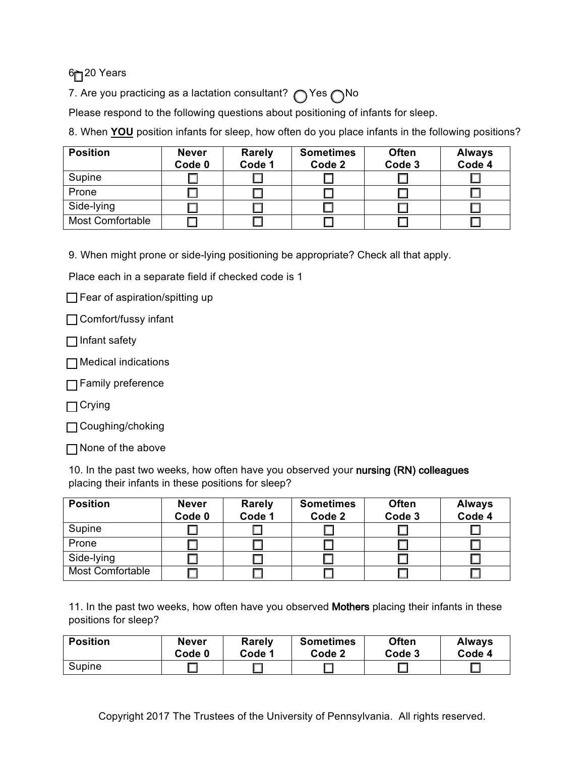6. ☐ > 20 Years

7. Are you practicing as a lactation consultant? ◯ Yes ◯ No

Please respond to the following questions about positioning of infants for sleep.

8. When **YOU** position infants for sleep, how often do you place infants in the following positions?

| Position | Never Code 0 | Rarely Code 1 | Sometimes Code 2 | Often Code 3 | Always Code 4 |
|---|---|---|---|---|---|
| Supine | ☐ | ☐ | ☐ | ☐ | ☐ |
| Prone | ☐ | ☐ | ☐ | ☐ | ☐ |
| Side-lying | ☐ | ☐ | ☐ | ☐ | ☐ |
| Most Comfortable | ☐ | ☐ | ☐ | ☐ | ☐ |

9. When might prone or side-lying positioning be appropriate? Check all that apply.

Place each in a separate field if checked code is 1

☐ Fear of aspiration/spitting up

☐ Comfort/fussy infant

☐ Infant safety

☐ Medical indications

☐ Family preference

☐ Crying

☐ Coughing/choking

☐ None of the above

10. In the past two weeks, how often have you observed your **nursing (RN) colleagues** placing their infants in these positions for sleep?

| Position | Never Code 0 | Rarely Code 1 | Sometimes Code 2 | Often Code 3 | Always Code 4 |
|---|---|---|---|---|---|
| Supine | ☐ | ☐ | ☐ | ☐ | ☐ |
| Prone | ☐ | ☐ | ☐ | ☐ | ☐ |
| Side-lying | ☐ | ☐ | ☐ | ☐ | ☐ |
| Most Comfortable | ☐ | ☐ | ☐ | ☐ | ☐ |

11. In the past two weeks, how often have you observed **Mothers** placing their infants in these positions for sleep?

| Position | Never Code 0 | Rarely Code 1 | Sometimes Code 2 | Often Code 3 | Always Code 4 |
|---|---|---|---|---|---|
| Supine | ☐ | ☐ | ☐ | ☐ | ☐ |

Copyright 2017 The Trustees of the University of Pennsylvania. All rights reserved.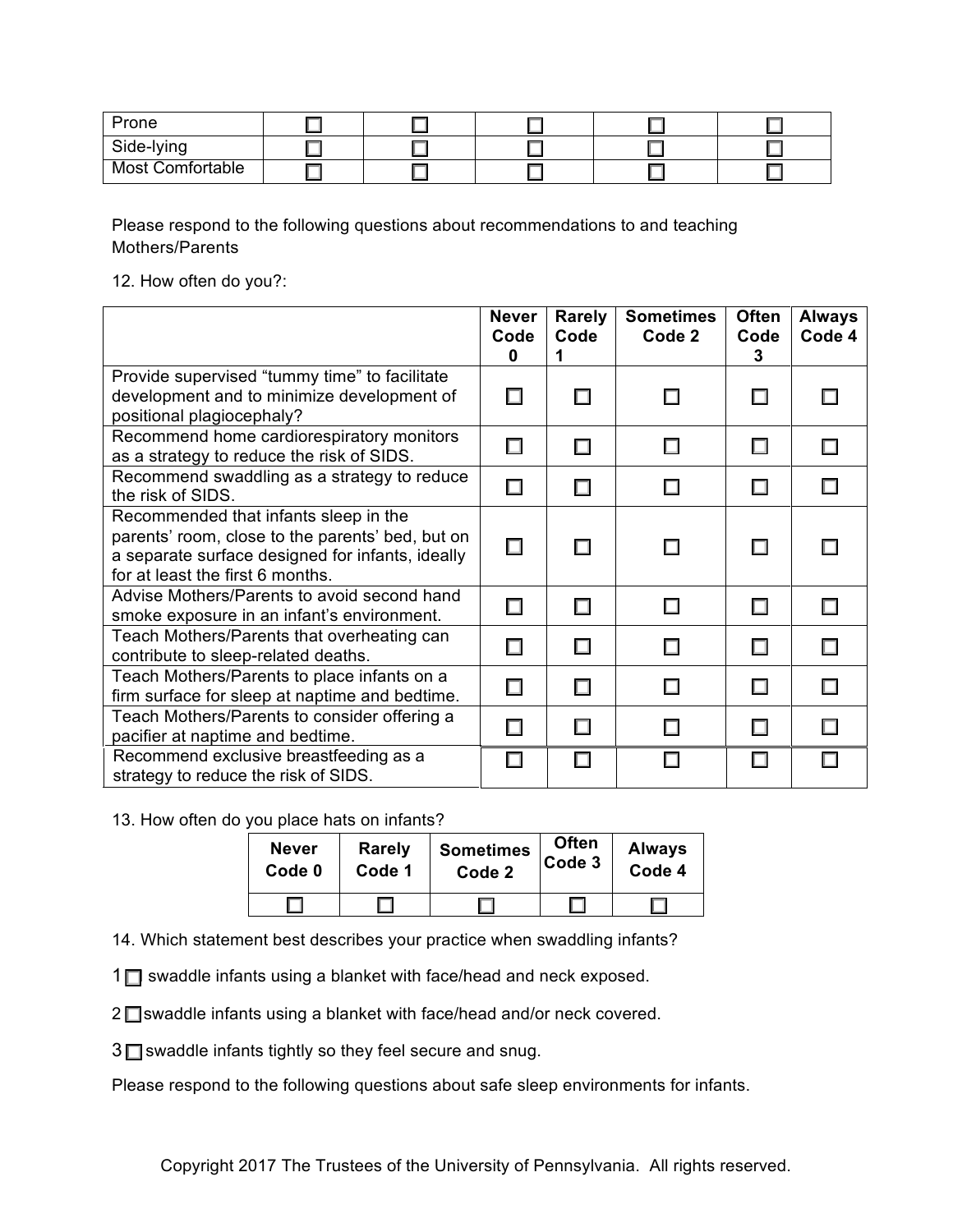| Prone | ☐ | ☐ | ☐ | ☐ | ☐ |
|---|---|---|---|---|---|
| Side-lying | ☐ | ☐ | ☐ | ☐ | ☐ |
| Most Comfortable | ☐ | ☐ | ☐ | ☐ | ☐ |

Please respond to the following questions about recommendations to and teaching Mothers/Parents

12. How often do you?:

| | Never Code 0 | Rarely Code 1 | Sometimes Code 2 | Often Code 3 | Always Code 4 |
|---|---|---|---|---|---|
| Provide supervised "tummy time" to facilitate development and to minimize development of positional plagiocephaly? | ☐ | ☐ | ☐ | ☐ | ☐ |
| Recommend home cardiorespiratory monitors as a strategy to reduce the risk of SIDS. | ☐ | ☐ | ☐ | ☐ | ☐ |
| Recommend swaddling as a strategy to reduce the risk of SIDS. | ☐ | ☐ | ☐ | ☐ | ☐ |
| Recommended that infants sleep in the parents' room, close to the parents' bed, but on a separate surface designed for infants, ideally for at least the first 6 months. | ☐ | ☐ | ☐ | ☐ | ☐ |
| Advise Mothers/Parents to avoid second hand smoke exposure in an infant's environment. | ☐ | ☐ | ☐ | ☐ | ☐ |
| Teach Mothers/Parents that overheating can contribute to sleep-related deaths. | ☐ | ☐ | ☐ | ☐ | ☐ |
| Teach Mothers/Parents to place infants on a firm surface for sleep at naptime and bedtime. | ☐ | ☐ | ☐ | ☐ | ☐ |
| Teach Mothers/Parents to consider offering a pacifier at naptime and bedtime. | ☐ | ☐ | ☐ | ☐ | ☐ |
| Recommend exclusive breastfeeding as a strategy to reduce the risk of SIDS. | ☐ | ☐ | ☐ | ☐ | ☐ |

13. How often do you place hats on infants?

| Never Code 0 | Rarely Code 1 | Sometimes Code 2 | Often Code 3 | Always Code 4 |
|---|---|---|---|---|
| ☐ | ☐ | ☐ | ☐ | ☐ |

14. Which statement best describes your practice when swaddling infants?

1 ☐ swaddle infants using a blanket with face/head and neck exposed.

2 ☐ swaddle infants using a blanket with face/head and/or neck covered.

3 ☐ swaddle infants tightly so they feel secure and snug.

Please respond to the following questions about safe sleep environments for infants.

Copyright 2017 The Trustees of the University of Pennsylvania. All rights reserved.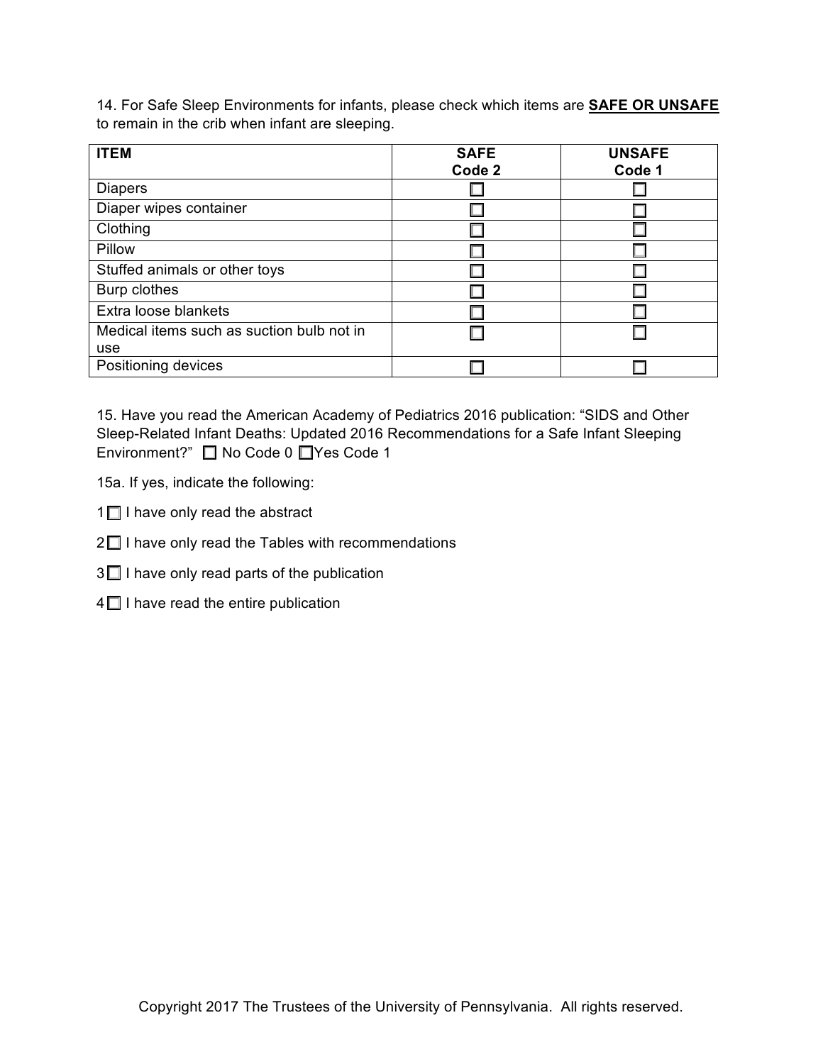14. For Safe Sleep Environments for infants, please check which items are **SAFE OR UNSAFE** to remain in the crib when infant are sleeping.

| **ITEM** | **SAFE Code 2** | **UNSAFE Code 1** |
|---|---|---|
| Diapers | ☐ | ☐ |
| Diaper wipes container | ☐ | ☐ |
| Clothing | ☐ | ☐ |
| Pillow | ☐ | ☐ |
| Stuffed animals or other toys | ☐ | ☐ |
| Burp clothes | ☐ | ☐ |
| Extra loose blankets | ☐ | ☐ |
| Medical items such as suction bulb not in use | ☐ | ☐ |
| Positioning devices | ☐ | ☐ |

15. Have you read the American Academy of Pediatrics 2016 publication: "SIDS and Other Sleep-Related Infant Deaths: Updated 2016 Recommendations for a Safe Infant Sleeping Environment?" ☐ No Code 0 ☐Yes Code 1

15a. If yes, indicate the following:

1☐ I have only read the abstract

2☐ I have only read the Tables with recommendations

3☐ I have only read parts of the publication

4☐ I have read the entire publication

Copyright 2017 The Trustees of the University of Pennsylvania. All rights reserved.